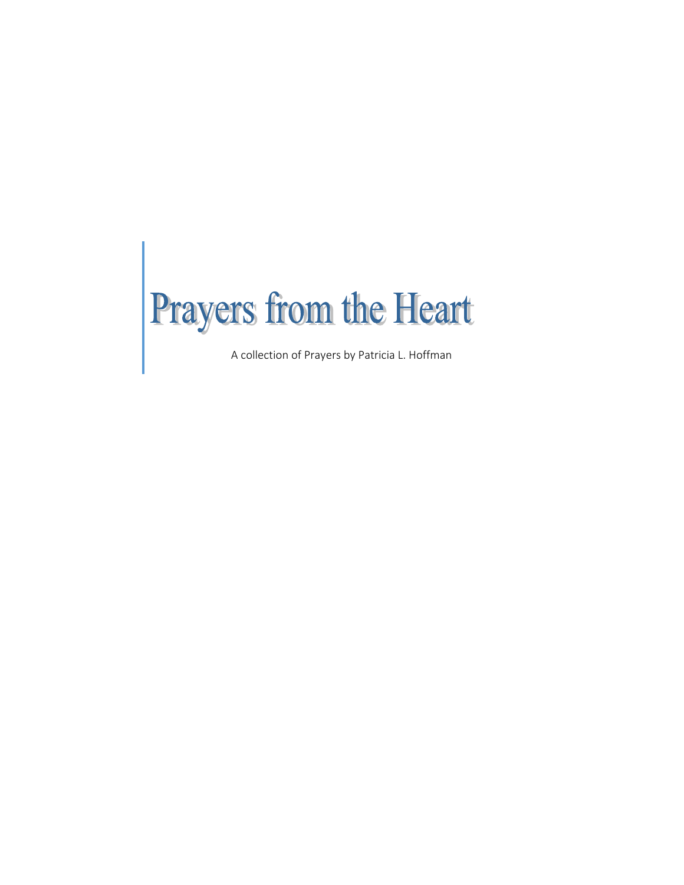# Prayers from the Heart

A collection of Prayers by Patricia L. Hoffman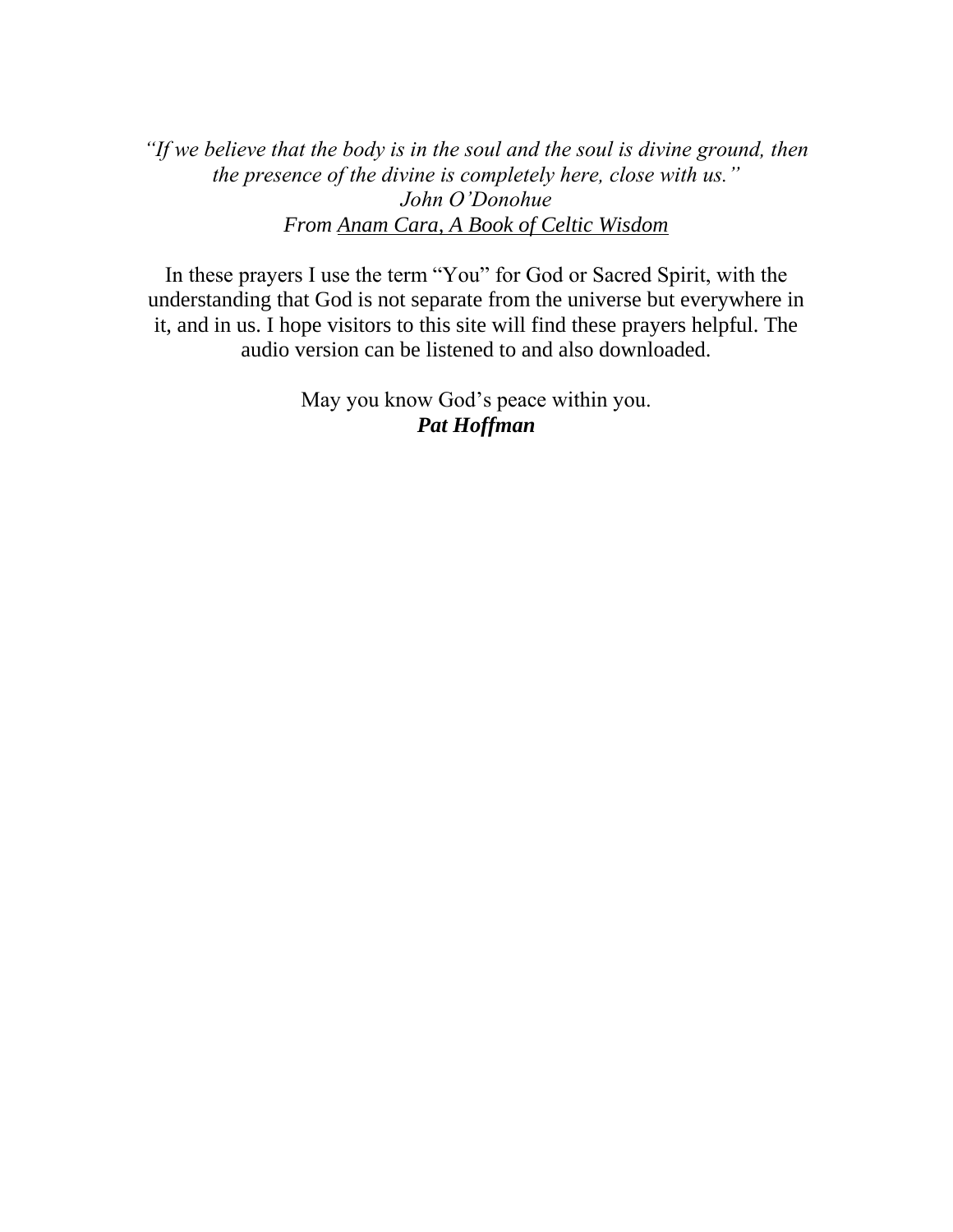*“If we believe that the body is in the soul and the soul is divine ground, then the presence of the divine is completely here, close with us.”*
*John O’Donohue*
*From Anam Cara, A Book of Celtic Wisdom*

In these prayers I use the term “You” for God or Sacred Spirit, with the understanding that God is not separate from the universe but everywhere in it, and in us. I hope visitors to this site will find these prayers helpful. The audio version can be listened to and also downloaded.

May you know God’s peace within you.
***Pat Hoffman***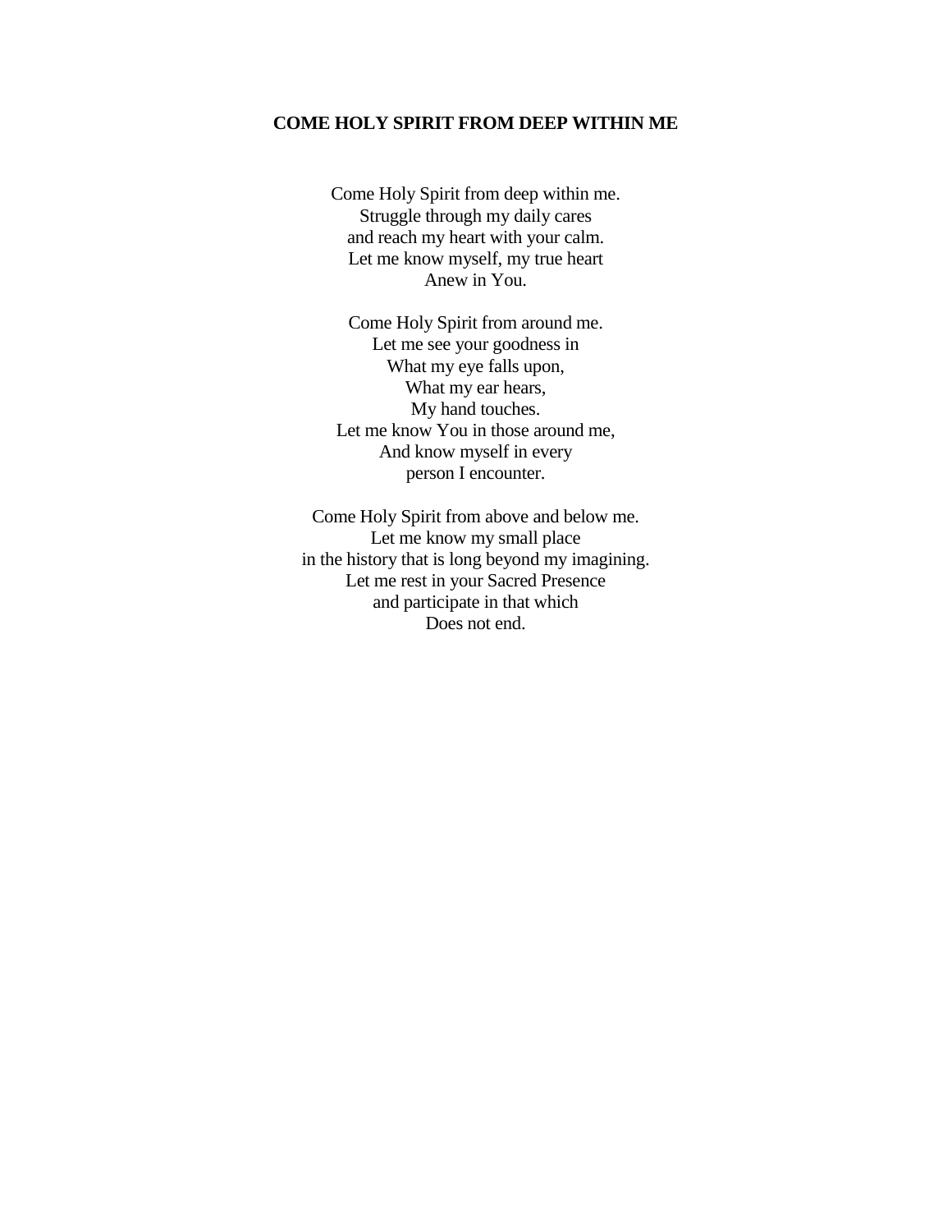## COME HOLY SPIRIT FROM DEEP WITHIN ME

Come Holy Spirit from deep within me.  
Struggle through my daily cares  
and reach my heart with your calm.  
Let me know myself, my true heart  
Anew in You.

Come Holy Spirit from around me.  
Let me see your goodness in  
What my eye falls upon,  
What my ear hears,  
My hand touches.  
Let me know You in those around me,  
And know myself in every  
person I encounter.

Come Holy Spirit from above and below me.  
Let me know my small place  
in the history that is long beyond my imagining.  
Let me rest in your Sacred Presence  
and participate in that which  
Does not end.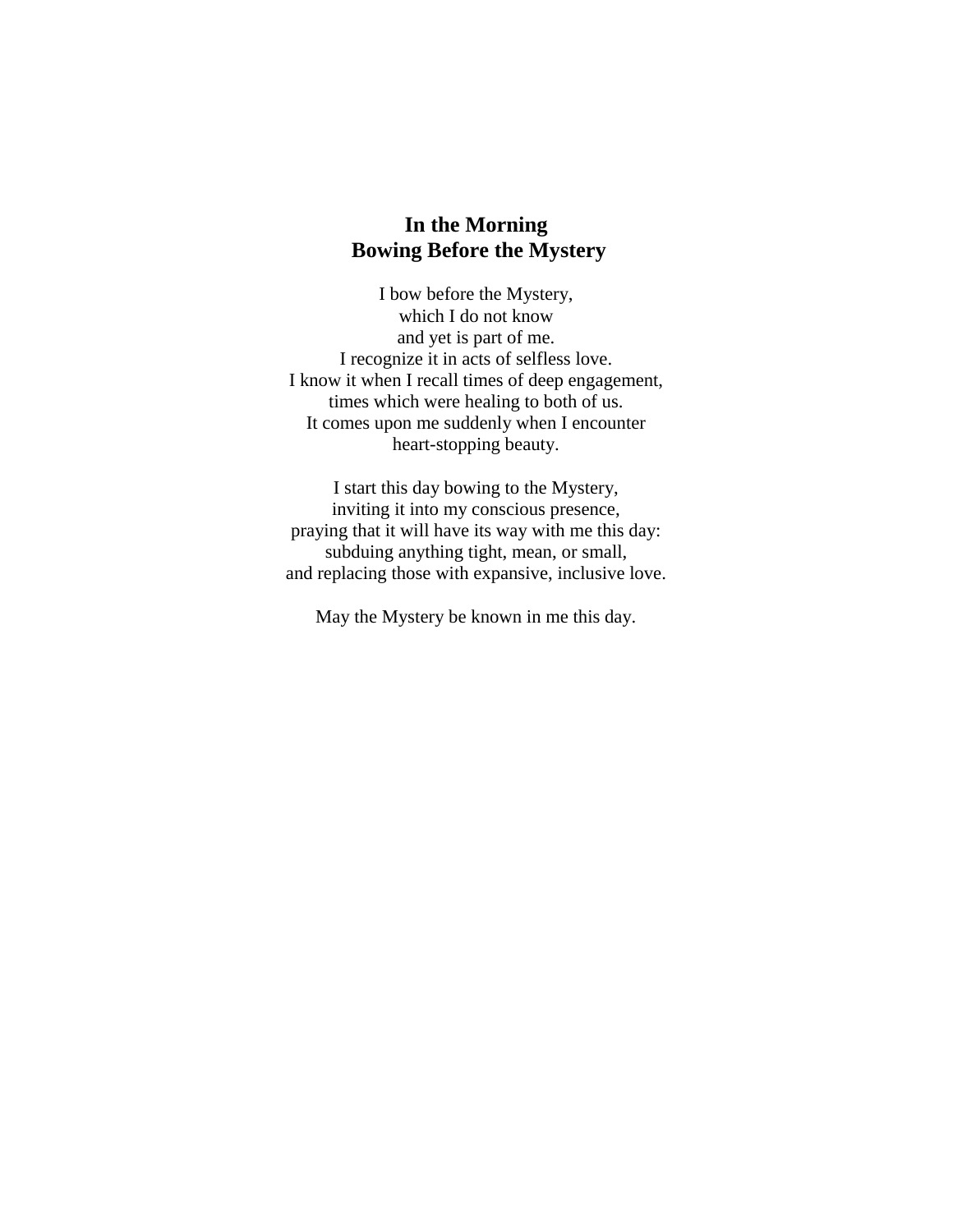## In the Morning
## Bowing Before the Mystery

I bow before the Mystery,  
which I do not know  
and yet is part of me.  
I recognize it in acts of selfless love.  
I know it when I recall times of deep engagement,  
times which were healing to both of us.  
It comes upon me suddenly when I encounter  
heart-stopping beauty.

I start this day bowing to the Mystery,  
inviting it into my conscious presence,  
praying that it will have its way with me this day:  
subduing anything tight, mean, or small,  
and replacing those with expansive, inclusive love.

May the Mystery be known in me this day.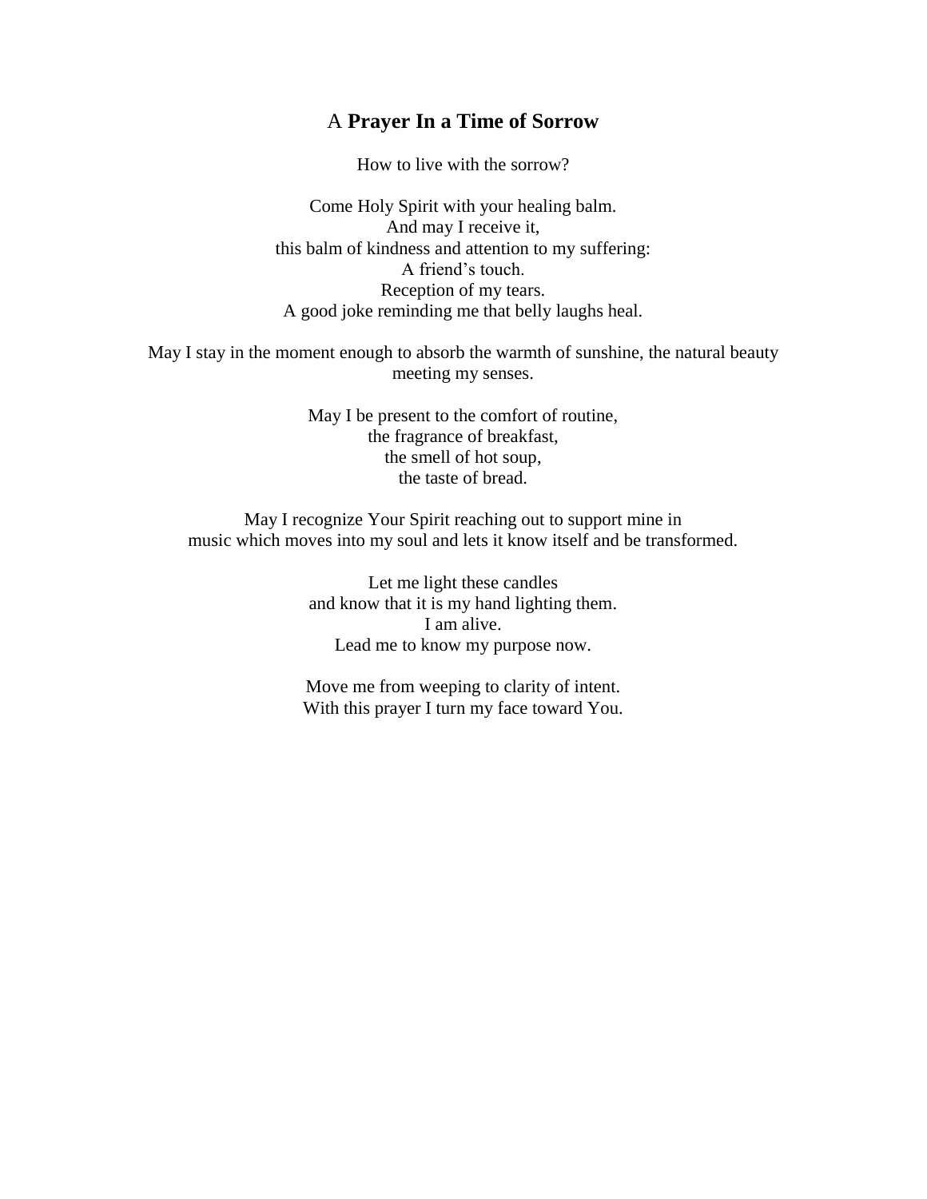## A **Prayer In a Time of Sorrow**

How to live with the sorrow?

Come Holy Spirit with your healing balm.  
And may I receive it,  
this balm of kindness and attention to my suffering:  
A friend's touch.  
Reception of my tears.  
A good joke reminding me that belly laughs heal.

May I stay in the moment enough to absorb the warmth of sunshine, the natural beauty meeting my senses.

May I be present to the comfort of routine,  
the fragrance of breakfast,  
the smell of hot soup,  
the taste of bread.

May I recognize Your Spirit reaching out to support mine in  
music which moves into my soul and lets it know itself and be transformed.

Let me light these candles  
and know that it is my hand lighting them.  
I am alive.  
Lead me to know my purpose now.

Move me from weeping to clarity of intent.  
With this prayer I turn my face toward You.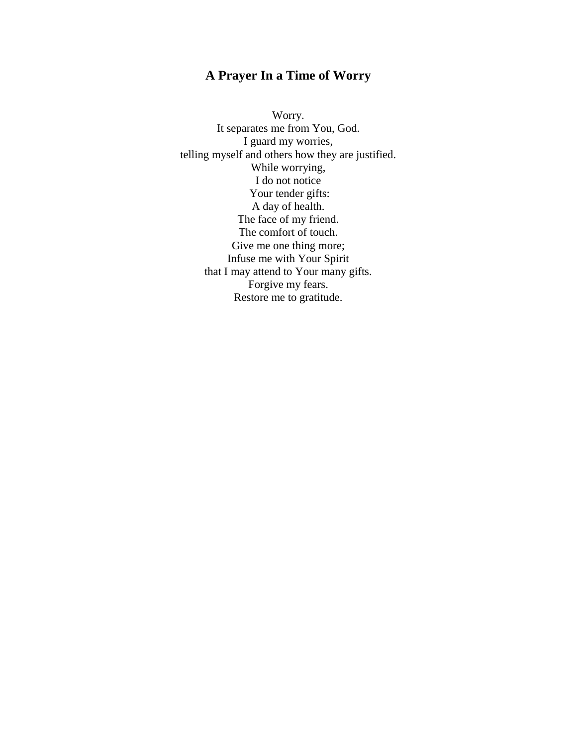## A Prayer In a Time of Worry

Worry.  
It separates me from You, God.  
I guard my worries,  
telling myself and others how they are justified.  
While worrying,  
I do not notice  
Your tender gifts:  
A day of health.  
The face of my friend.  
The comfort of touch.  
Give me one thing more;  
Infuse me with Your Spirit  
that I may attend to Your many gifts.  
Forgive my fears.  
Restore me to gratitude.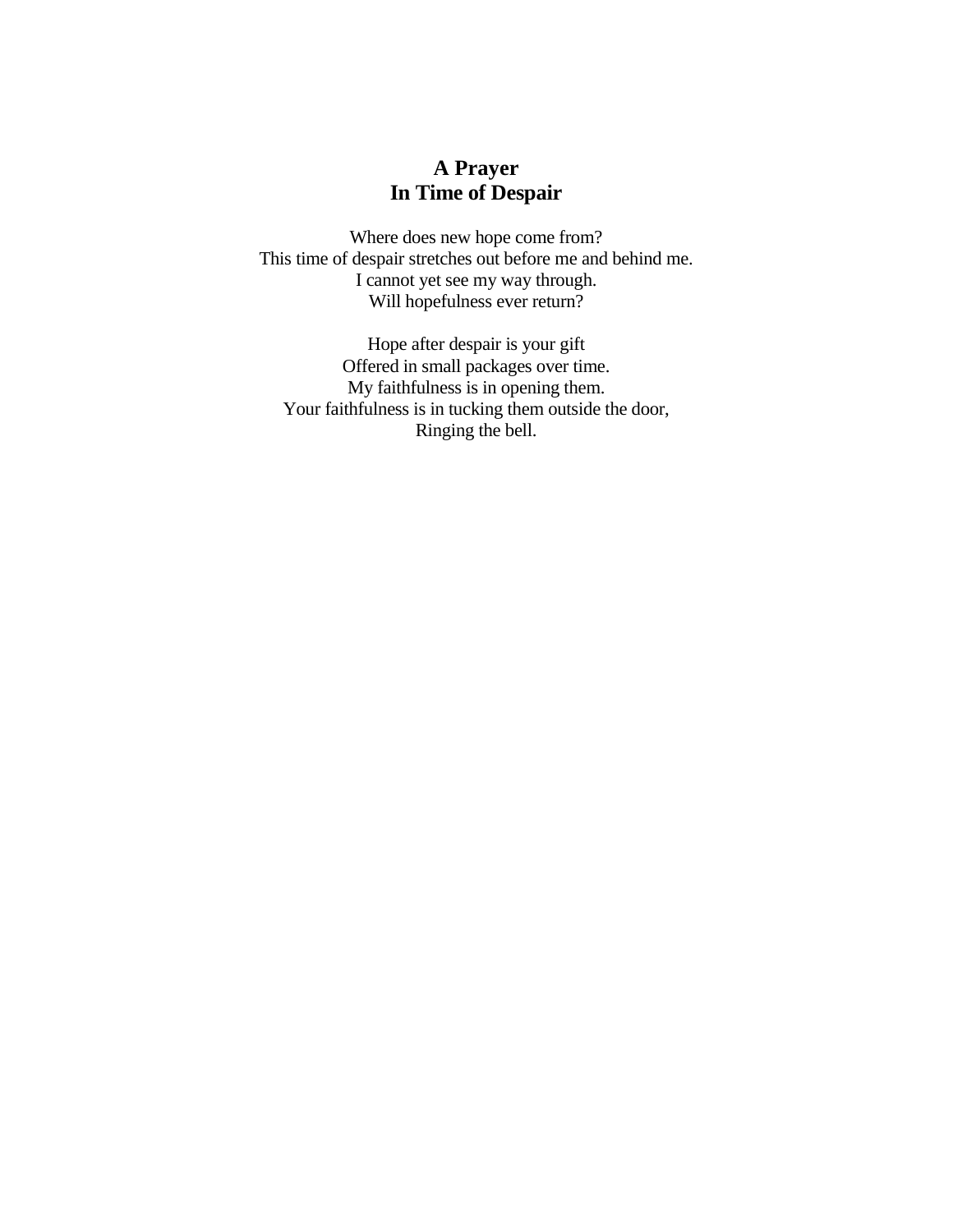# A Prayer
# In Time of Despair

Where does new hope come from?
This time of despair stretches out before me and behind me.
I cannot yet see my way through.
Will hopefulness ever return?

Hope after despair is your gift
Offered in small packages over time.
My faithfulness is in opening them.
Your faithfulness is in tucking them outside the door,
Ringing the bell.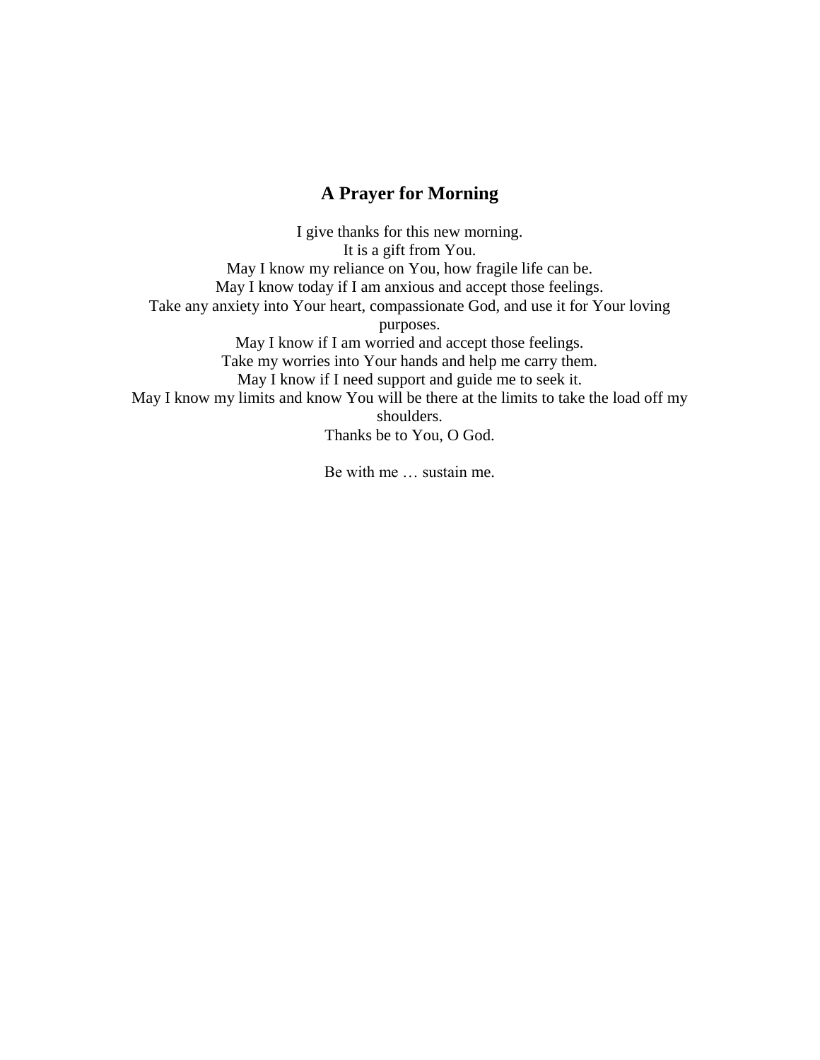## A Prayer for Morning

I give thanks for this new morning.
It is a gift from You.
May I know my reliance on You, how fragile life can be.
May I know today if I am anxious and accept those feelings.
Take any anxiety into Your heart, compassionate God, and use it for Your loving purposes.
May I know if I am worried and accept those feelings.
Take my worries into Your hands and help me carry them.
May I know if I need support and guide me to seek it.
May I know my limits and know You will be there at the limits to take the load off my shoulders.
Thanks be to You, O God.

Be with me … sustain me.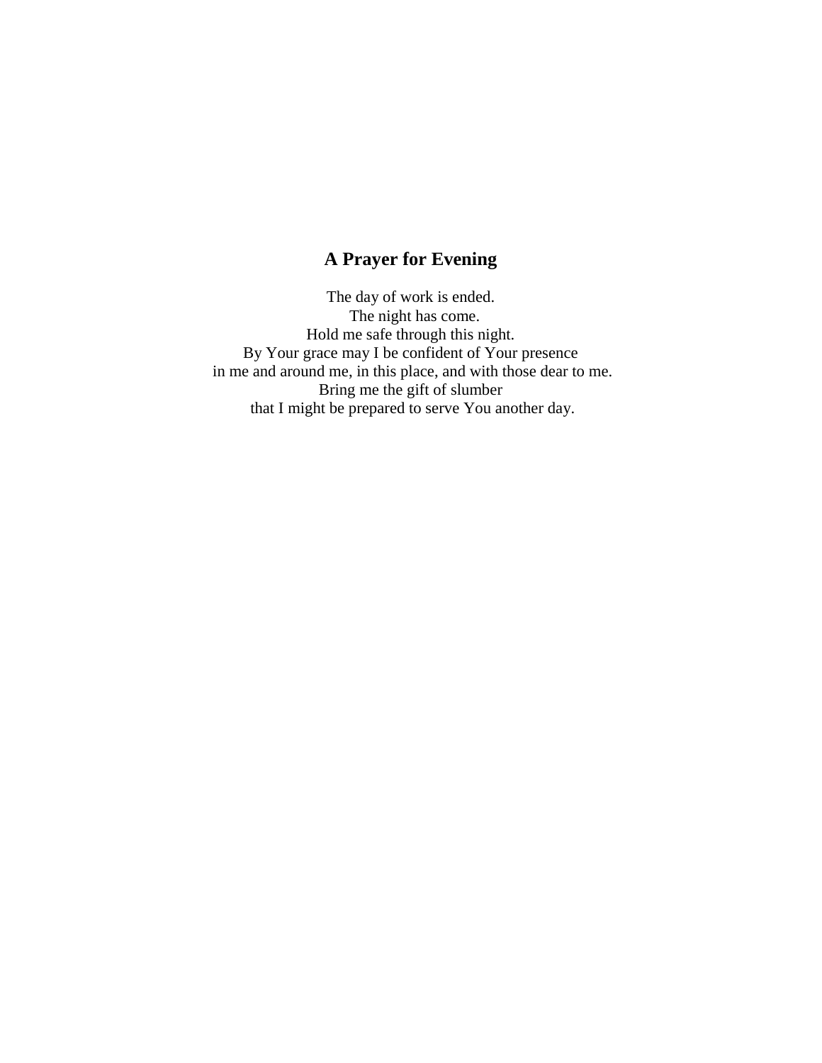## A Prayer for Evening

The day of work is ended.
The night has come.
Hold me safe through this night.
By Your grace may I be confident of Your presence
in me and around me, in this place, and with those dear to me.
Bring me the gift of slumber
that I might be prepared to serve You another day.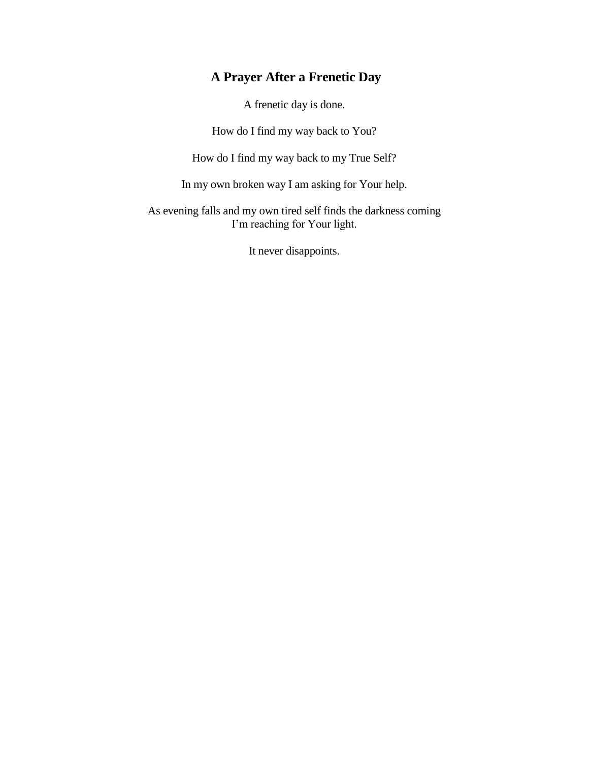# A Prayer After a Frenetic Day

A frenetic day is done.

How do I find my way back to You?

How do I find my way back to my True Self?

In my own broken way I am asking for Your help.

As evening falls and my own tired self finds the darkness coming
I'm reaching for Your light.

It never disappoints.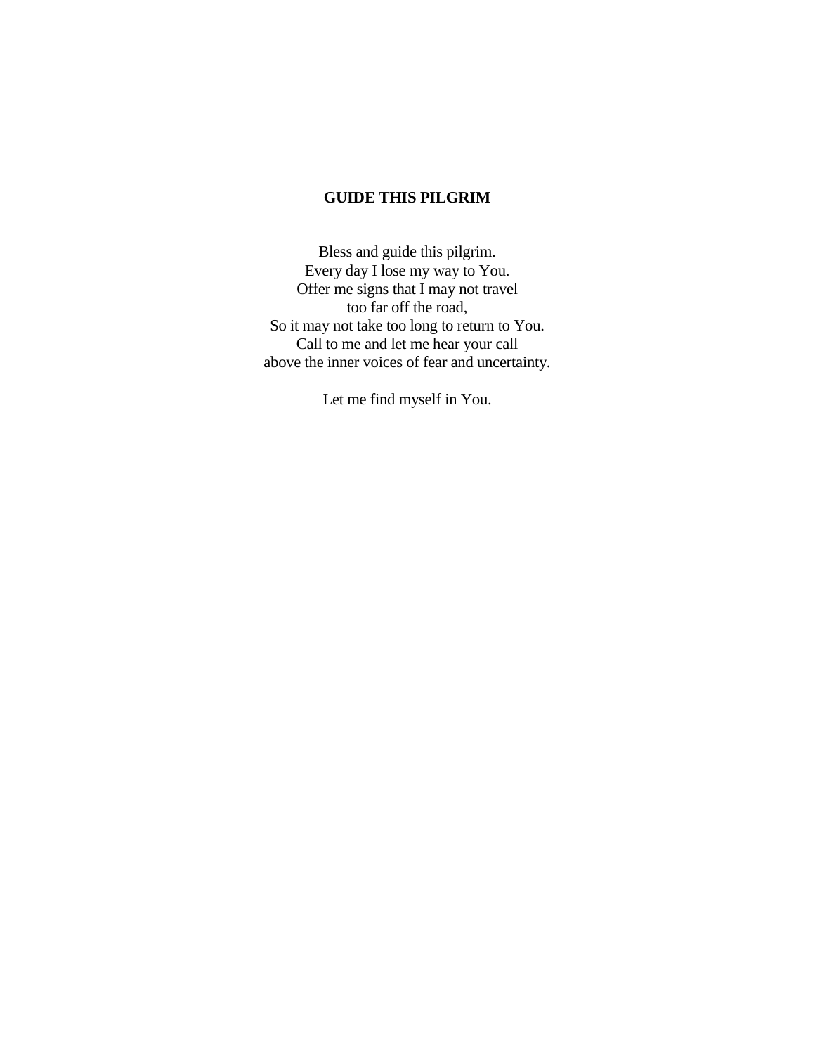# GUIDE THIS PILGRIM

Bless and guide this pilgrim.  
Every day I lose my way to You.  
Offer me signs that I may not travel  
too far off the road,  
So it may not take too long to return to You.  
Call to me and let me hear your call  
above the inner voices of fear and uncertainty.

Let me find myself in You.